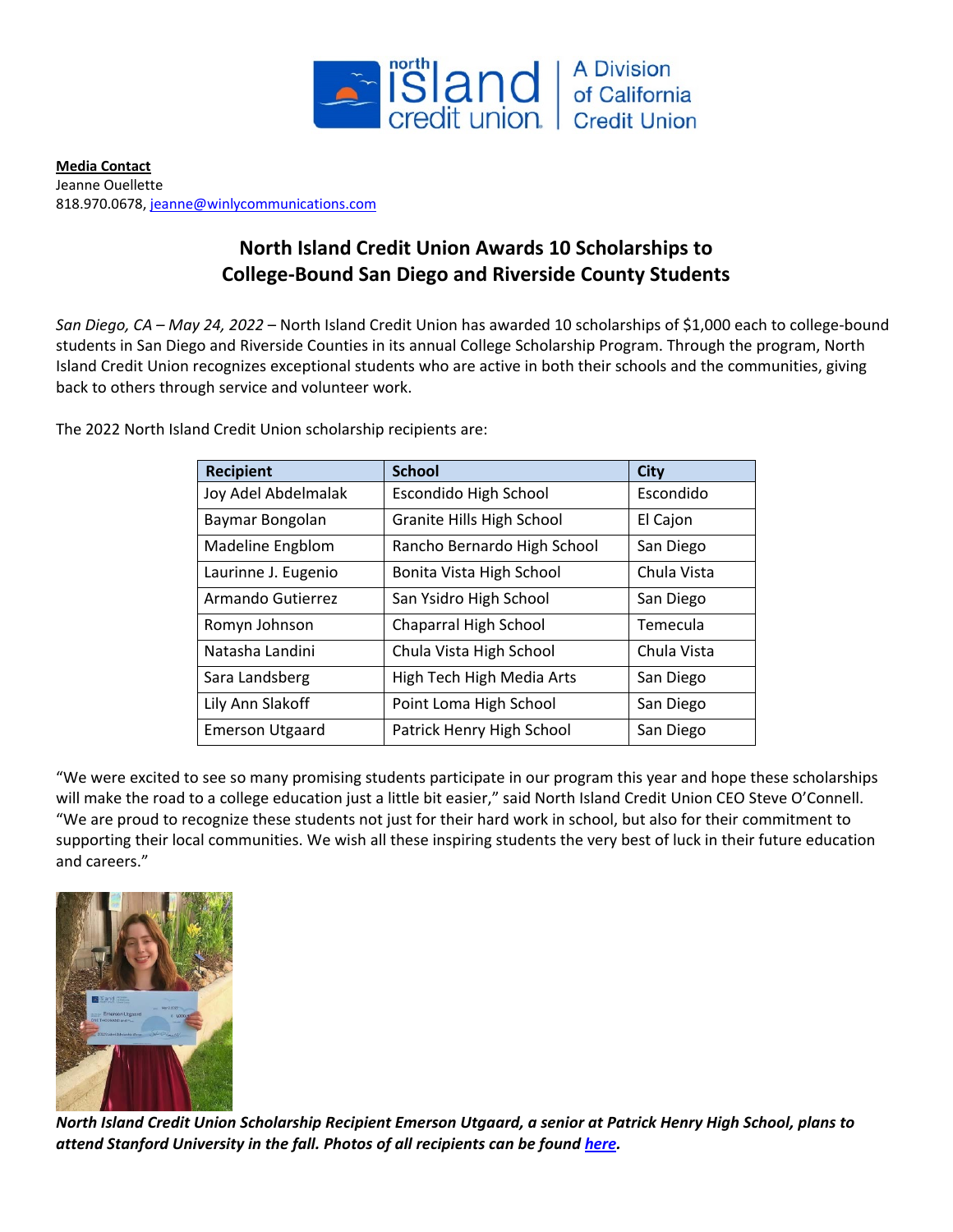**Media Contact**
Jeanne Ouellette
818.970.0678, jeanne@winlycommunications.com

# North Island Credit Union Awards 10 Scholarships to College-Bound San Diego and Riverside County Students

*San Diego, CA – May 24, 2022* – North Island Credit Union has awarded 10 scholarships of $1,000 each to college-bound students in San Diego and Riverside Counties in its annual College Scholarship Program. Through the program, North Island Credit Union recognizes exceptional students who are active in both their schools and the communities, giving back to others through service and volunteer work.

The 2022 North Island Credit Union scholarship recipients are:

| Recipient | School | City |
|---|---|---|
| Joy Adel Abdelmalak | Escondido High School | Escondido |
| Baymar Bongolan | Granite Hills High School | El Cajon |
| Madeline Engblom | Rancho Bernardo High School | San Diego |
| Laurinne J. Eugenio | Bonita Vista High School | Chula Vista |
| Armando Gutierrez | San Ysidro High School | San Diego |
| Romyn Johnson | Chaparral High School | Temecula |
| Natasha Landini | Chula Vista High School | Chula Vista |
| Sara Landsberg | High Tech High Media Arts | San Diego |
| Lily Ann Slakoff | Point Loma High School | San Diego |
| Emerson Utgaard | Patrick Henry High School | San Diego |

"We were excited to see so many promising students participate in our program this year and hope these scholarships will make the road to a college education just a little bit easier," said North Island Credit Union CEO Steve O'Connell. "We are proud to recognize these students not just for their hard work in school, but also for their commitment to supporting their local communities. We wish all these inspiring students the very best of luck in their future education and careers."

***North Island Credit Union Scholarship Recipient Emerson Utgaard, a senior at Patrick Henry High School, plans to attend Stanford University in the fall. Photos of all recipients can be found here.***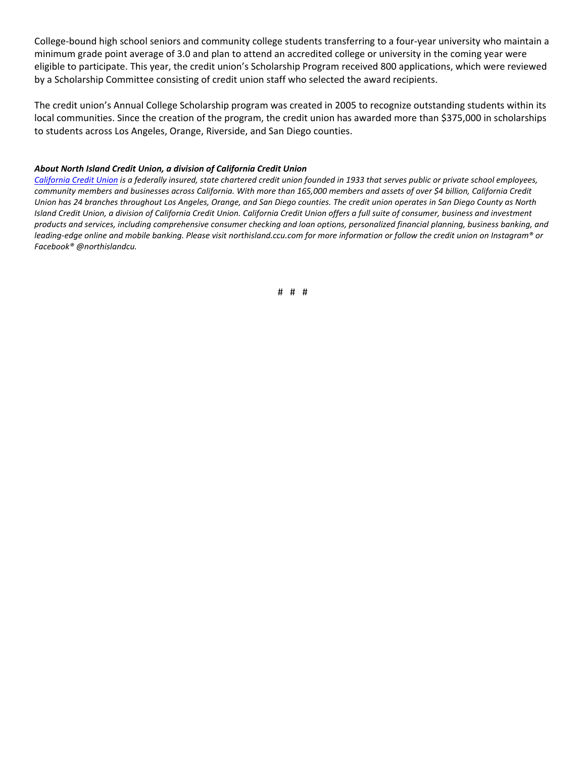College-bound high school seniors and community college students transferring to a four-year university who maintain a minimum grade point average of 3.0 and plan to attend an accredited college or university in the coming year were eligible to participate. This year, the credit union's Scholarship Program received 800 applications, which were reviewed by a Scholarship Committee consisting of credit union staff who selected the award recipients.

The credit union's Annual College Scholarship program was created in 2005 to recognize outstanding students within its local communities. Since the creation of the program, the credit union has awarded more than $375,000 in scholarships to students across Los Angeles, Orange, Riverside, and San Diego counties.

***About North Island Credit Union, a division of California Credit Union***

*California Credit Union is a federally insured, state chartered credit union founded in 1933 that serves public or private school employees, community members and businesses across California. With more than 165,000 members and assets of over $4 billion, California Credit Union has 24 branches throughout Los Angeles, Orange, and San Diego counties. The credit union operates in San Diego County as North Island Credit Union, a division of California Credit Union. California Credit Union offers a full suite of consumer, business and investment products and services, including comprehensive consumer checking and loan options, personalized financial planning, business banking, and leading-edge online and mobile banking. Please visit northisland.ccu.com for more information or follow the credit union on Instagram® or Facebook® @northislandcu.*

# # #